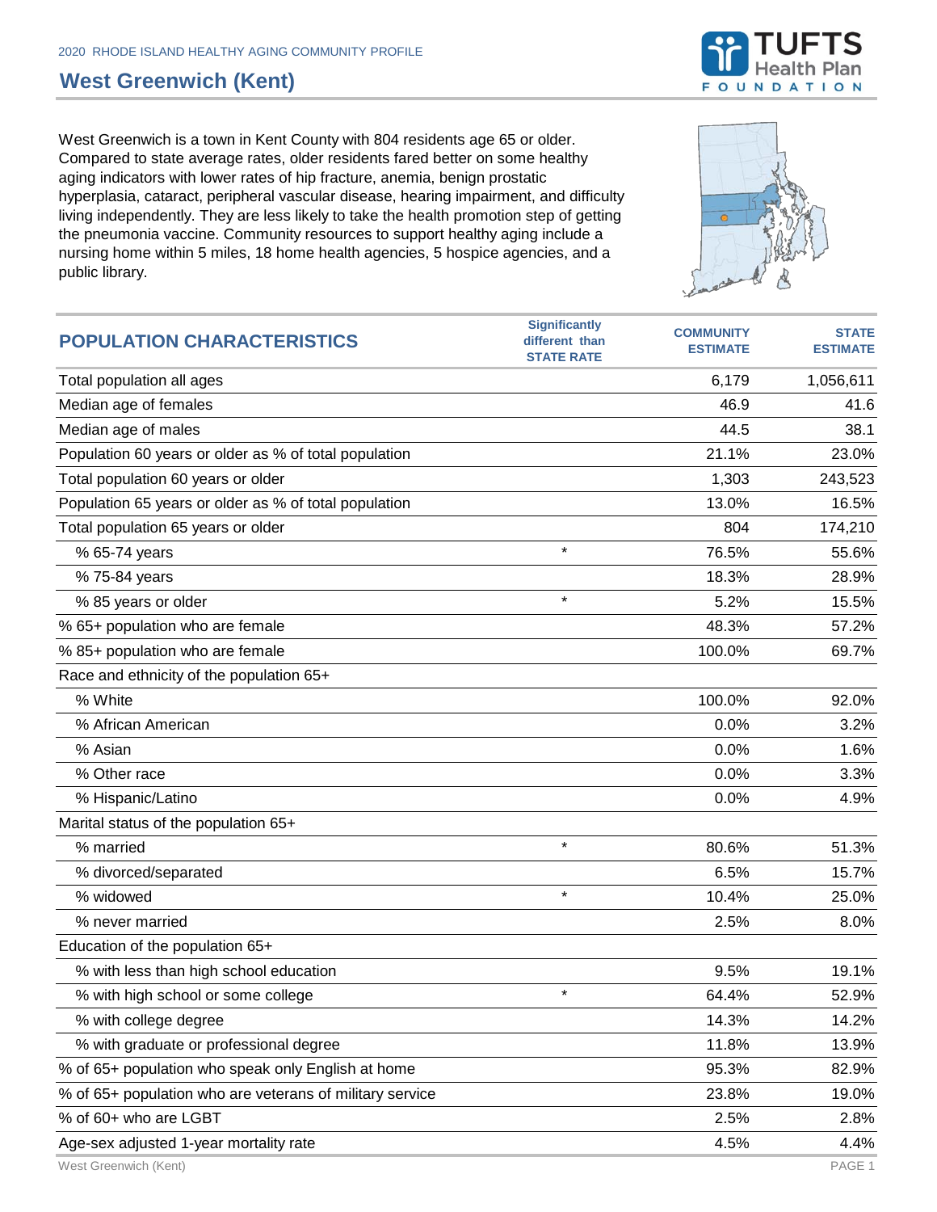2020 RHODE ISLAND HEALTHY AGING COMMUNITY PROFILE

# West Greenwich (Kent)

West Greenwich is a town in Kent County with 804 residents age 65 or older. Compared to state average rates, older residents fared better on some healthy aging indicators with lower rates of hip fracture, anemia, benign prostatic hyperplasia, cataract, peripheral vascular disease, hearing impairment, and difficulty living independently. They are less likely to take the health promotion step of getting the pneumonia vaccine. Community resources to support healthy aging include a nursing home within 5 miles, 18 home health agencies, 5 hospice agencies, and a public library.

| POPULATION CHARACTERISTICS | Significantly different than STATE RATE | COMMUNITY ESTIMATE | STATE ESTIMATE |
|---|---|---|---|
| Total population all ages | | 6,179 | 1,056,611 |
| Median age of females | | 46.9 | 41.6 |
| Median age of males | | 44.5 | 38.1 |
| Population 60 years or older as % of total population | | 21.1% | 23.0% |
| Total population 60 years or older | | 1,303 | 243,523 |
| Population 65 years or older as % of total population | | 13.0% | 16.5% |
| Total population 65 years or older | | 804 | 174,210 |
| % 65-74 years | * | 76.5% | 55.6% |
| % 75-84 years | | 18.3% | 28.9% |
| % 85 years or older | * | 5.2% | 15.5% |
| % 65+ population who are female | | 48.3% | 57.2% |
| % 85+ population who are female | | 100.0% | 69.7% |
| Race and ethnicity of the population 65+ | | | |
| % White | | 100.0% | 92.0% |
| % African American | | 0.0% | 3.2% |
| % Asian | | 0.0% | 1.6% |
| % Other race | | 0.0% | 3.3% |
| % Hispanic/Latino | | 0.0% | 4.9% |
| Marital status of the population 65+ | | | |
| % married | * | 80.6% | 51.3% |
| % divorced/separated | | 6.5% | 15.7% |
| % widowed | * | 10.4% | 25.0% |
| % never married | | 2.5% | 8.0% |
| Education of the population 65+ | | | |
| % with less than high school education | | 9.5% | 19.1% |
| % with high school or some college | * | 64.4% | 52.9% |
| % with college degree | | 14.3% | 14.2% |
| % with graduate or professional degree | | 11.8% | 13.9% |
| % of 65+ population who speak only English at home | | 95.3% | 82.9% |
| % of 65+ population who are veterans of military service | | 23.8% | 19.0% |
| % of 60+ who are LGBT | | 2.5% | 2.8% |
| Age-sex adjusted 1-year mortality rate | | 4.5% | 4.4% |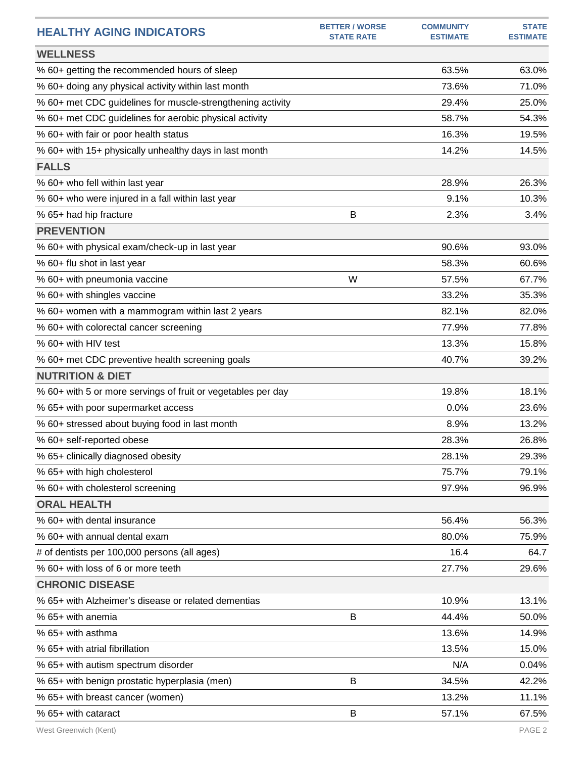| HEALTHY AGING INDICATORS | BETTER / WORSE STATE RATE | COMMUNITY ESTIMATE | STATE ESTIMATE |
|---|---|---|---|
| **WELLNESS** | | | |
| % 60+ getting the recommended hours of sleep | | 63.5% | 63.0% |
| % 60+ doing any physical activity within last month | | 73.6% | 71.0% |
| % 60+ met CDC guidelines for muscle-strengthening activity | | 29.4% | 25.0% |
| % 60+ met CDC guidelines for aerobic physical activity | | 58.7% | 54.3% |
| % 60+ with fair or poor health status | | 16.3% | 19.5% |
| % 60+ with 15+ physically unhealthy days in last month | | 14.2% | 14.5% |
| **FALLS** | | | |
| % 60+ who fell within last year | | 28.9% | 26.3% |
| % 60+ who were injured in a fall within last year | | 9.1% | 10.3% |
| % 65+ had hip fracture | B | 2.3% | 3.4% |
| **PREVENTION** | | | |
| % 60+ with physical exam/check-up in last year | | 90.6% | 93.0% |
| % 60+ flu shot in last year | | 58.3% | 60.6% |
| % 60+ with pneumonia vaccine | W | 57.5% | 67.7% |
| % 60+ with shingles vaccine | | 33.2% | 35.3% |
| % 60+ women with a mammogram within last 2 years | | 82.1% | 82.0% |
| % 60+ with colorectal cancer screening | | 77.9% | 77.8% |
| % 60+ with HIV test | | 13.3% | 15.8% |
| % 60+ met CDC preventive health screening goals | | 40.7% | 39.2% |
| **NUTRITION & DIET** | | | |
| % 60+ with 5 or more servings of fruit or vegetables per day | | 19.8% | 18.1% |
| % 65+ with poor supermarket access | | 0.0% | 23.6% |
| % 60+ stressed about buying food in last month | | 8.9% | 13.2% |
| % 60+ self-reported obese | | 28.3% | 26.8% |
| % 65+ clinically diagnosed obesity | | 28.1% | 29.3% |
| % 65+ with high cholesterol | | 75.7% | 79.1% |
| % 60+ with cholesterol screening | | 97.9% | 96.9% |
| **ORAL HEALTH** | | | |
| % 60+ with dental insurance | | 56.4% | 56.3% |
| % 60+ with annual dental exam | | 80.0% | 75.9% |
| # of dentists per 100,000 persons (all ages) | | 16.4 | 64.7 |
| % 60+ with loss of 6 or more teeth | | 27.7% | 29.6% |
| **CHRONIC DISEASE** | | | |
| % 65+ with Alzheimer's disease or related dementias | | 10.9% | 13.1% |
| % 65+ with anemia | B | 44.4% | 50.0% |
| % 65+ with asthma | | 13.6% | 14.9% |
| % 65+ with atrial fibrillation | | 13.5% | 15.0% |
| % 65+ with autism spectrum disorder | | N/A | 0.04% |
| % 65+ with benign prostatic hyperplasia (men) | B | 34.5% | 42.2% |
| % 65+ with breast cancer (women) | | 13.2% | 11.1% |
| % 65+ with cataract | B | 57.1% | 67.5% |

West Greenwich (Kent)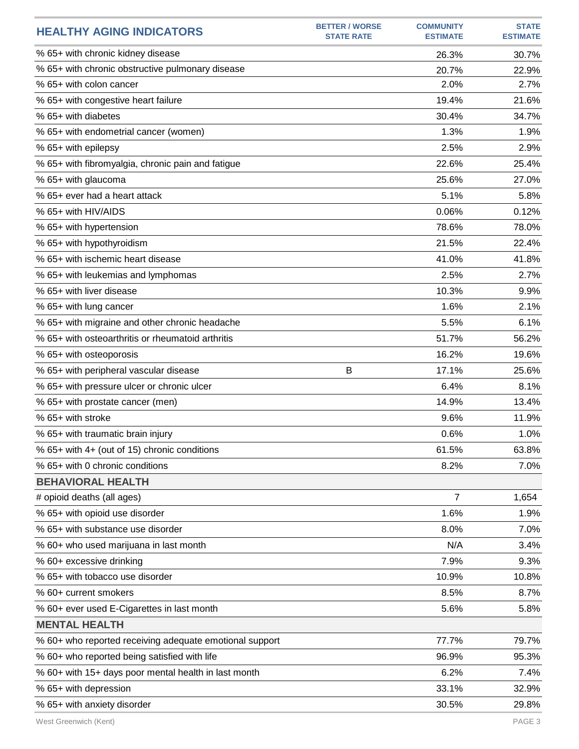| HEALTHY AGING INDICATORS | BETTER / WORSE STATE RATE | COMMUNITY ESTIMATE | STATE ESTIMATE |
|---|---|---|---|
| % 65+ with chronic kidney disease | | 26.3% | 30.7% |
| % 65+ with chronic obstructive pulmonary disease | | 20.7% | 22.9% |
| % 65+ with colon cancer | | 2.0% | 2.7% |
| % 65+ with congestive heart failure | | 19.4% | 21.6% |
| % 65+ with diabetes | | 30.4% | 34.7% |
| % 65+ with endometrial cancer (women) | | 1.3% | 1.9% |
| % 65+ with epilepsy | | 2.5% | 2.9% |
| % 65+ with fibromyalgia, chronic pain and fatigue | | 22.6% | 25.4% |
| % 65+ with glaucoma | | 25.6% | 27.0% |
| % 65+ ever had a heart attack | | 5.1% | 5.8% |
| % 65+ with HIV/AIDS | | 0.06% | 0.12% |
| % 65+ with hypertension | | 78.6% | 78.0% |
| % 65+ with hypothyroidism | | 21.5% | 22.4% |
| % 65+ with ischemic heart disease | | 41.0% | 41.8% |
| % 65+ with leukemias and lymphomas | | 2.5% | 2.7% |
| % 65+ with liver disease | | 10.3% | 9.9% |
| % 65+ with lung cancer | | 1.6% | 2.1% |
| % 65+ with migraine and other chronic headache | | 5.5% | 6.1% |
| % 65+ with osteoarthritis or rheumatoid arthritis | | 51.7% | 56.2% |
| % 65+ with osteoporosis | | 16.2% | 19.6% |
| % 65+ with peripheral vascular disease | B | 17.1% | 25.6% |
| % 65+ with pressure ulcer or chronic ulcer | | 6.4% | 8.1% |
| % 65+ with prostate cancer (men) | | 14.9% | 13.4% |
| % 65+ with stroke | | 9.6% | 11.9% |
| % 65+ with traumatic brain injury | | 0.6% | 1.0% |
| % 65+ with 4+ (out of 15) chronic conditions | | 61.5% | 63.8% |
| % 65+ with 0 chronic conditions | | 8.2% | 7.0% |
| **BEHAVIORAL HEALTH** | | | |
| # opioid deaths (all ages) | | 7 | 1,654 |
| % 65+ with opioid use disorder | | 1.6% | 1.9% |
| % 65+ with substance use disorder | | 8.0% | 7.0% |
| % 60+ who used marijuana in last month | | N/A | 3.4% |
| % 60+ excessive drinking | | 7.9% | 9.3% |
| % 65+ with tobacco use disorder | | 10.9% | 10.8% |
| % 60+ current smokers | | 8.5% | 8.7% |
| % 60+ ever used E-Cigarettes in last month | | 5.6% | 5.8% |
| **MENTAL HEALTH** | | | |
| % 60+ who reported receiving adequate emotional support | | 77.7% | 79.7% |
| % 60+ who reported being satisfied with life | | 96.9% | 95.3% |
| % 60+ with 15+ days poor mental health in last month | | 6.2% | 7.4% |
| % 65+ with depression | | 33.1% | 32.9% |
| % 65+ with anxiety disorder | | 30.5% | 29.8% |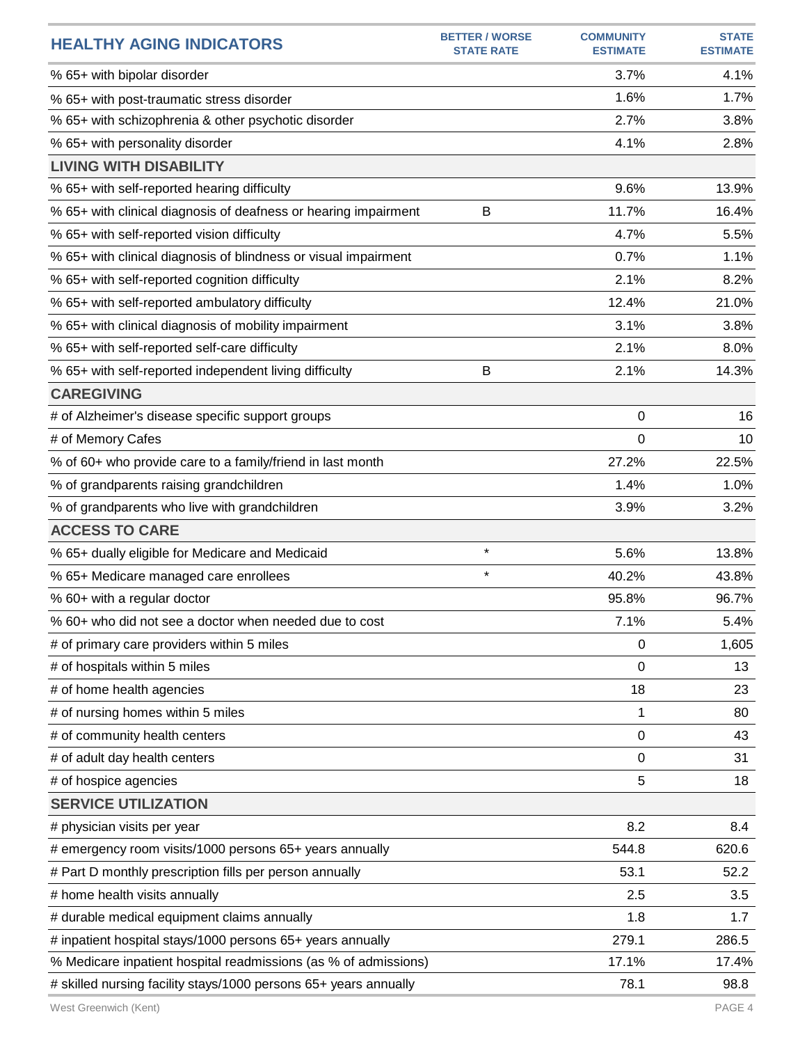| HEALTHY AGING INDICATORS | BETTER / WORSE STATE RATE | COMMUNITY ESTIMATE | STATE ESTIMATE |
|---|---|---|---|
| % 65+ with bipolar disorder | | 3.7% | 4.1% |
| % 65+ with post-traumatic stress disorder | | 1.6% | 1.7% |
| % 65+ with schizophrenia & other psychotic disorder | | 2.7% | 3.8% |
| % 65+ with personality disorder | | 4.1% | 2.8% |
| **LIVING WITH DISABILITY** | | | |
| % 65+ with self-reported hearing difficulty | | 9.6% | 13.9% |
| % 65+ with clinical diagnosis of deafness or hearing impairment | B | 11.7% | 16.4% |
| % 65+ with self-reported vision difficulty | | 4.7% | 5.5% |
| % 65+ with clinical diagnosis of blindness or visual impairment | | 0.7% | 1.1% |
| % 65+ with self-reported cognition difficulty | | 2.1% | 8.2% |
| % 65+ with self-reported ambulatory difficulty | | 12.4% | 21.0% |
| % 65+ with clinical diagnosis of mobility impairment | | 3.1% | 3.8% |
| % 65+ with self-reported self-care difficulty | | 2.1% | 8.0% |
| % 65+ with self-reported independent living difficulty | B | 2.1% | 14.3% |
| **CAREGIVING** | | | |
| # of Alzheimer's disease specific support groups | | 0 | 16 |
| # of Memory Cafes | | 0 | 10 |
| % of 60+ who provide care to a family/friend in last month | | 27.2% | 22.5% |
| % of grandparents raising grandchildren | | 1.4% | 1.0% |
| % of grandparents who live with grandchildren | | 3.9% | 3.2% |
| **ACCESS TO CARE** | | | |
| % 65+ dually eligible for Medicare and Medicaid | * | 5.6% | 13.8% |
| % 65+ Medicare managed care enrollees | * | 40.2% | 43.8% |
| % 60+ with a regular doctor | | 95.8% | 96.7% |
| % 60+ who did not see a doctor when needed due to cost | | 7.1% | 5.4% |
| # of primary care providers within 5 miles | | 0 | 1,605 |
| # of hospitals within 5 miles | | 0 | 13 |
| # of home health agencies | | 18 | 23 |
| # of nursing homes within 5 miles | | 1 | 80 |
| # of community health centers | | 0 | 43 |
| # of adult day health centers | | 0 | 31 |
| # of hospice agencies | | 5 | 18 |
| **SERVICE UTILIZATION** | | | |
| # physician visits per year | | 8.2 | 8.4 |
| # emergency room visits/1000 persons 65+ years annually | | 544.8 | 620.6 |
| # Part D monthly prescription fills per person annually | | 53.1 | 52.2 |
| # home health visits annually | | 2.5 | 3.5 |
| # durable medical equipment claims annually | | 1.8 | 1.7 |
| # inpatient hospital stays/1000 persons 65+ years annually | | 279.1 | 286.5 |
| % Medicare inpatient hospital readmissions (as % of admissions) | | 17.1% | 17.4% |
| # skilled nursing facility stays/1000 persons 65+ years annually | | 78.1 | 98.8 |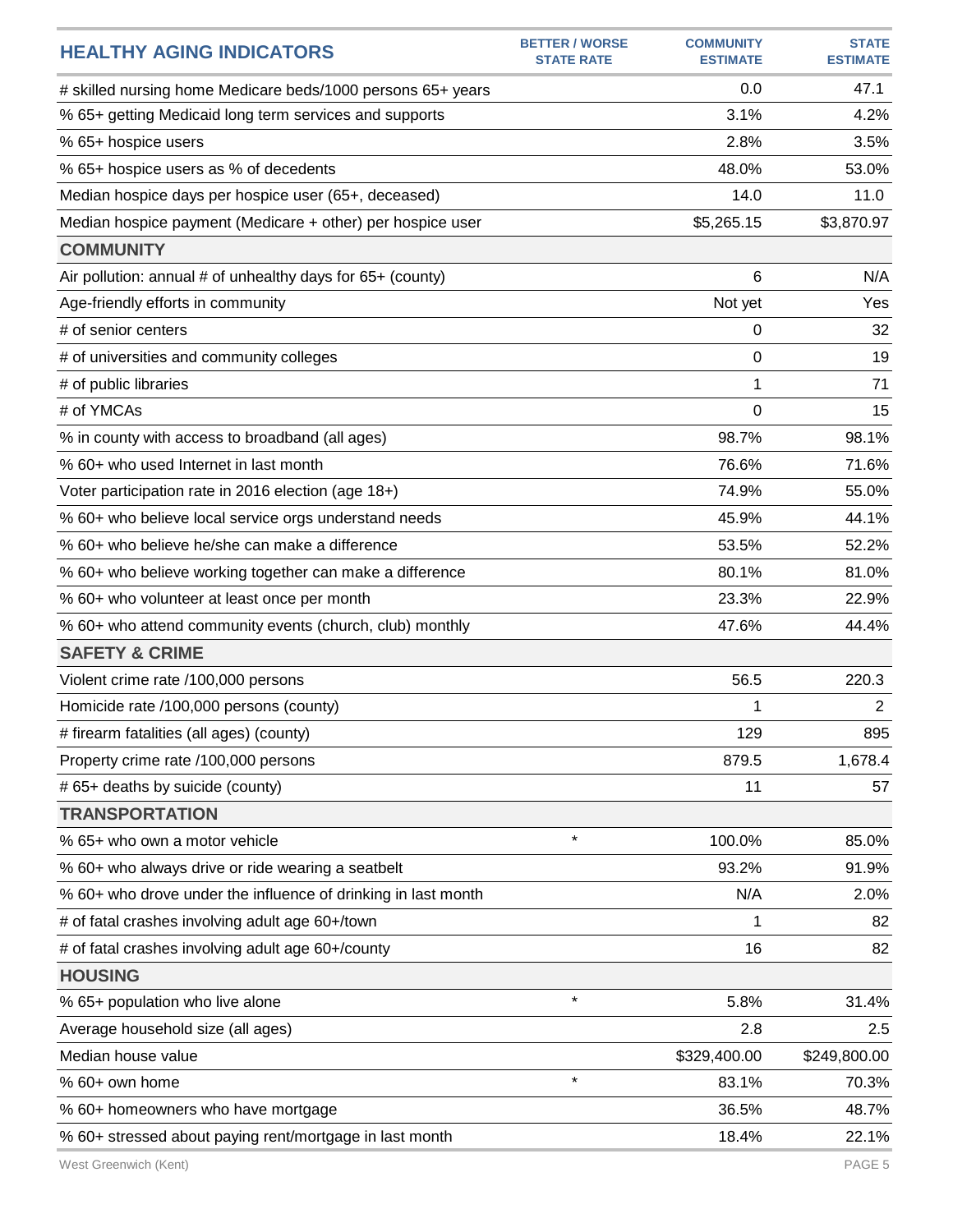| HEALTHY AGING INDICATORS | BETTER / WORSE STATE RATE | COMMUNITY ESTIMATE | STATE ESTIMATE |
|---|---|---|---|
| # skilled nursing home Medicare beds/1000 persons 65+ years | | 0.0 | 47.1 |
| % 65+ getting Medicaid long term services and supports | | 3.1% | 4.2% |
| % 65+ hospice users | | 2.8% | 3.5% |
| % 65+ hospice users as % of decedents | | 48.0% | 53.0% |
| Median hospice days per hospice user (65+, deceased) | | 14.0 | 11.0 |
| Median hospice payment (Medicare + other) per hospice user | | $5,265.15 | $3,870.97 |
| **COMMUNITY** | | | |
| Air pollution: annual # of unhealthy days for 65+ (county) | | 6 | N/A |
| Age-friendly efforts in community | | Not yet | Yes |
| # of senior centers | | 0 | 32 |
| # of universities and community colleges | | 0 | 19 |
| # of public libraries | | 1 | 71 |
| # of YMCAs | | 0 | 15 |
| % in county with access to broadband (all ages) | | 98.7% | 98.1% |
| % 60+ who used Internet in last month | | 76.6% | 71.6% |
| Voter participation rate in 2016 election (age 18+) | | 74.9% | 55.0% |
| % 60+ who believe local service orgs understand needs | | 45.9% | 44.1% |
| % 60+ who believe he/she can make a difference | | 53.5% | 52.2% |
| % 60+ who believe working together can make a difference | | 80.1% | 81.0% |
| % 60+ who volunteer at least once per month | | 23.3% | 22.9% |
| % 60+ who attend community events (church, club) monthly | | 47.6% | 44.4% |
| **SAFETY & CRIME** | | | |
| Violent crime rate /100,000 persons | | 56.5 | 220.3 |
| Homicide rate /100,000 persons (county) | | 1 | 2 |
| # firearm fatalities (all ages) (county) | | 129 | 895 |
| Property crime rate /100,000 persons | | 879.5 | 1,678.4 |
| # 65+ deaths by suicide (county) | | 11 | 57 |
| **TRANSPORTATION** | | | |
| % 65+ who own a motor vehicle | * | 100.0% | 85.0% |
| % 60+ who always drive or ride wearing a seatbelt | | 93.2% | 91.9% |
| % 60+ who drove under the influence of drinking in last month | | N/A | 2.0% |
| # of fatal crashes involving adult age 60+/town | | 1 | 82 |
| # of fatal crashes involving adult age 60+/county | | 16 | 82 |
| **HOUSING** | | | |
| % 65+ population who live alone | * | 5.8% | 31.4% |
| Average household size (all ages) | | 2.8 | 2.5 |
| Median house value | | $329,400.00 | $249,800.00 |
| % 60+ own home | * | 83.1% | 70.3% |
| % 60+ homeowners who have mortgage | | 36.5% | 48.7% |
| % 60+ stressed about paying rent/mortgage in last month | | 18.4% | 22.1% |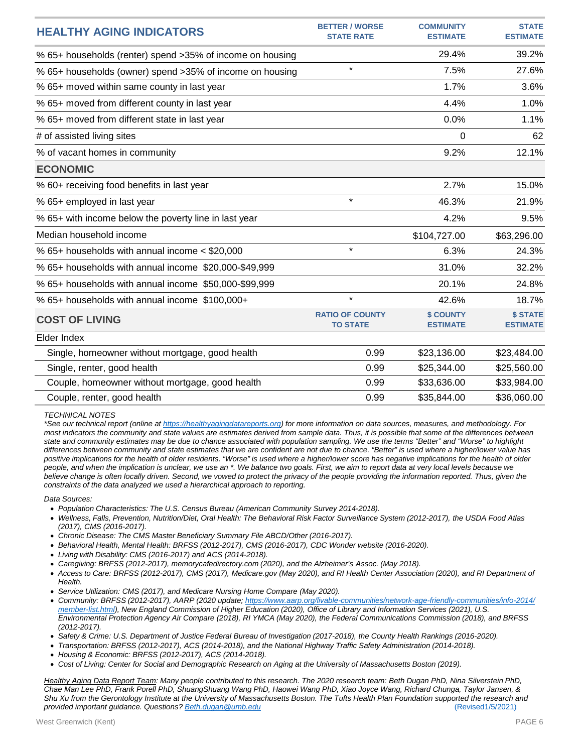| HEALTHY AGING INDICATORS | BETTER / WORSE STATE RATE | COMMUNITY ESTIMATE | STATE ESTIMATE |
|---|---|---|---|
| % 65+ households (renter) spend >35% of income on housing | | 29.4% | 39.2% |
| % 65+ households (owner) spend >35% of income on housing | * | 7.5% | 27.6% |
| % 65+ moved within same county in last year | | 1.7% | 3.6% |
| % 65+ moved from different county in last year | | 4.4% | 1.0% |
| % 65+ moved from different state in last year | | 0.0% | 1.1% |
| # of assisted living sites | | 0 | 62 |
| % of vacant homes in community | | 9.2% | 12.1% |
| **ECONOMIC** | | | |
| % 60+ receiving food benefits in last year | | 2.7% | 15.0% |
| % 65+ employed in last year | * | 46.3% | 21.9% |
| % 65+ with income below the poverty line in last year | | 4.2% | 9.5% |
| Median household income | | $104,727.00 | $63,296.00 |
| % 65+ households with annual income < $20,000 | * | 6.3% | 24.3% |
| % 65+ households with annual income $20,000-$49,999 | | 31.0% | 32.2% |
| % 65+ households with annual income $50,000-$99,999 | | 20.1% | 24.8% |
| % 65+ households with annual income $100,000+ | * | 42.6% | 18.7% |

| COST OF LIVING | RATIO OF COUNTY TO STATE | $ COUNTY ESTIMATE | $ STATE ESTIMATE |
|---|---|---|---|
| Elder Index | | | |
| Single, homeowner without mortgage, good health | 0.99 | $23,136.00 | $23,484.00 |
| Single, renter, good health | 0.99 | $25,344.00 | $25,560.00 |
| Couple, homeowner without mortgage, good health | 0.99 | $33,636.00 | $33,984.00 |
| Couple, renter, good health | 0.99 | $35,844.00 | $36,060.00 |

*TECHNICAL NOTES*

**See our technical report (online at https://healthyagingdatareports.org) for more information on data sources, measures, and methodology. For most indicators the community and state values are estimates derived from sample data. Thus, it is possible that some of the differences between state and community estimates may be due to chance associated with population sampling. We use the terms "Better" and "Worse" to highlight differences between community and state estimates that we are confident are not due to chance. "Better" is used where a higher/lower value has positive implications for the health of older residents. "Worse" is used where a higher/lower score has negative implications for the health of older people, and when the implication is unclear, we use an *. We balance two goals. First, we aim to report data at very local levels because we believe change is often locally driven. Second, we vowed to protect the privacy of the people providing the information reported. Thus, given the constraints of the data analyzed we used a hierarchical approach to reporting.*

*Data Sources:*

- *Population Characteristics: The U.S. Census Bureau (American Community Survey 2014-2018).*
- *Wellness, Falls, Prevention, Nutrition/Diet, Oral Health: The Behavioral Risk Factor Surveillance System (2012-2017), the USDA Food Atlas (2017), CMS (2016-2017).*
- *Chronic Disease: The CMS Master Beneficiary Summary File ABCD/Other (2016-2017).*
- *Behavioral Health, Mental Health: BRFSS (2012-2017), CMS (2016-2017), CDC Wonder website (2016-2020).*
- *Living with Disability: CMS (2016-2017) and ACS (2014-2018).*
- *Caregiving: BRFSS (2012-2017), memorycafedirectory.com (2020), and the Alzheimer's Assoc. (May 2018).*
- *Access to Care: BRFSS (2012-2017), CMS (2017), Medicare.gov (May 2020), and RI Health Center Association (2020), and RI Department of Health.*
- *Service Utilization: CMS (2017), and Medicare Nursing Home Compare (May 2020).*
- *Community: BRFSS (2012-2017), AARP (2020 update; https://www.aarp.org/livable-communities/network-age-friendly-communities/info-2014/member-list.html), New England Commission of Higher Education (2020), Office of Library and Information Services (2021), U.S. Environmental Protection Agency Air Compare (2018), RI YMCA (May 2020), the Federal Communications Commission (2018), and BRFSS (2012-2017).*
- *Safety & Crime: U.S. Department of Justice Federal Bureau of Investigation (2017-2018), the County Health Rankings (2016-2020).*
- *Transportation: BRFSS (2012-2017), ACS (2014-2018), and the National Highway Traffic Safety Administration (2014-2018).*
- *Housing & Economic: BRFSS (2012-2017), ACS (2014-2018).*
- *Cost of Living: Center for Social and Demographic Research on Aging at the University of Massachusetts Boston (2019).*

*Healthy Aging Data Report Team: Many people contributed to this research. The 2020 research team: Beth Dugan PhD, Nina Silverstein PhD, Chae Man Lee PhD, Frank Porell PhD, ShuangShuang Wang PhD, Haowei Wang PhD, Xiao Joyce Wang, Richard Chunga, Taylor Jansen, & Shu Xu from the Gerontology Institute at the University of Massachusetts Boston. The Tufts Health Plan Foundation supported the research and provided important guidance. Questions? Beth.dugan@umb.edu* (Revised1/5/2021)